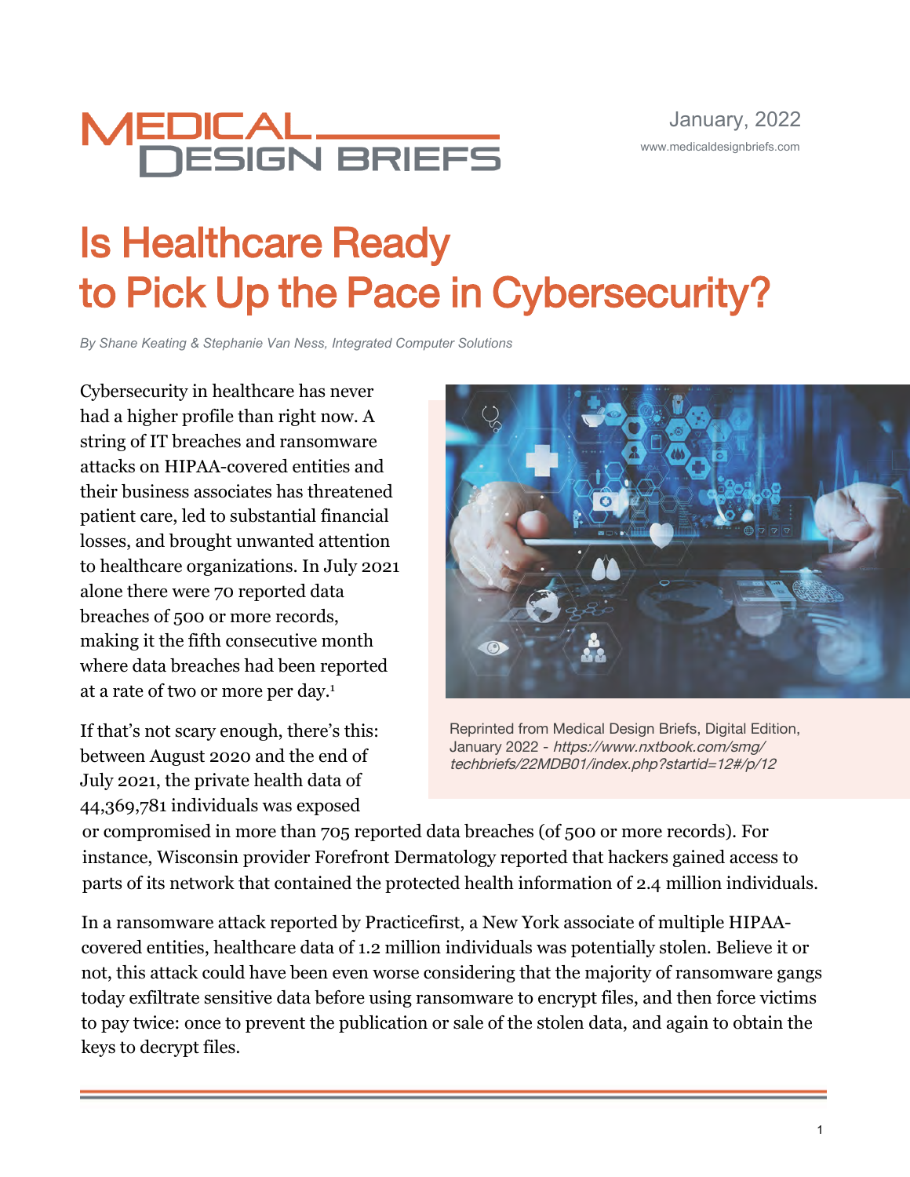MEDICAL DESIGN BRIEFS

January, 2022

www.medicaldesignbriefs.com

# Is Healthcare Ready to Pick Up the Pace in Cybersecurity?

*By Shane Keating & Stephanie Van Ness, Integrated Computer Solutions*

Cybersecurity in healthcare has never had a higher profile than right now. A string of IT breaches and ransomware attacks on HIPAA-covered entities and their business associates has threatened patient care, led to substantial financial losses, and brought unwanted attention to healthcare organizations. In July 2021 alone there were 70 reported data breaches of 500 or more records, making it the fifth consecutive month where data breaches had been reported at a rate of two or more per day.[1]

Reprinted from Medical Design Briefs, Digital Edition, January 2022 - *https://www.nxtbook.com/smg/techbriefs/22MDB01/index.php?startid=12#/p/12*

If that's not scary enough, there's this: between August 2020 and the end of July 2021, the private health data of 44,369,781 individuals was exposed or compromised in more than 705 reported data breaches (of 500 or more records). For instance, Wisconsin provider Forefront Dermatology reported that hackers gained access to parts of its network that contained the protected health information of 2.4 million individuals.

In a ransomware attack reported by Practicefirst, a New York associate of multiple HIPAA-covered entities, healthcare data of 1.2 million individuals was potentially stolen. Believe it or not, this attack could have been even worse considering that the majority of ransomware gangs today exfiltrate sensitive data before using ransomware to encrypt files, and then force victims to pay twice: once to prevent the publication or sale of the stolen data, and again to obtain the keys to decrypt files.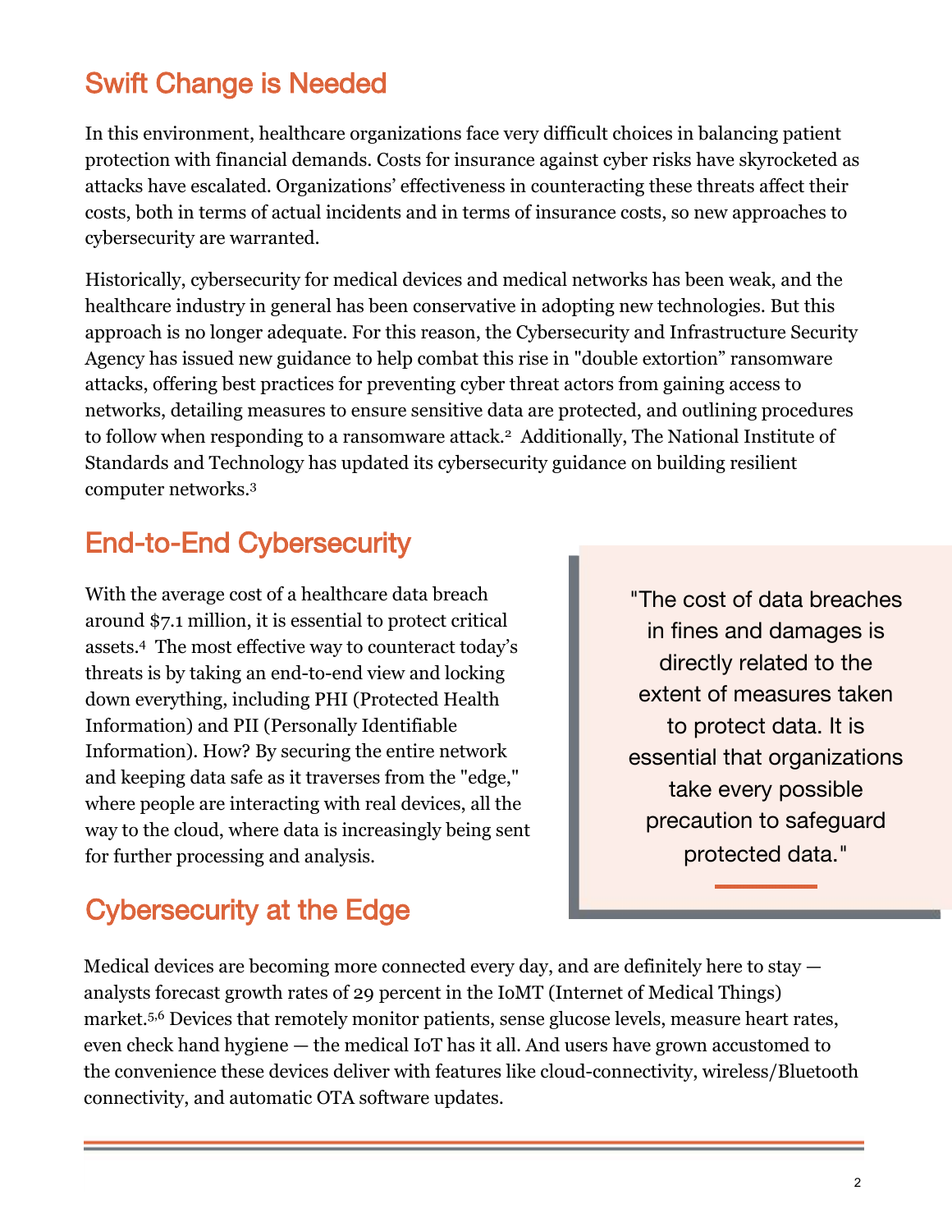## Swift Change is Needed

In this environment, healthcare organizations face very difficult choices in balancing patient protection with financial demands. Costs for insurance against cyber risks have skyrocketed as attacks have escalated. Organizations' effectiveness in counteracting these threats affect their costs, both in terms of actual incidents and in terms of insurance costs, so new approaches to cybersecurity are warranted.

Historically, cybersecurity for medical devices and medical networks has been weak, and the healthcare industry in general has been conservative in adopting new technologies. But this approach is no longer adequate. For this reason, the Cybersecurity and Infrastructure Security Agency has issued new guidance to help combat this rise in "double extortion" ransomware attacks, offering best practices for preventing cyber threat actors from gaining access to networks, detailing measures to ensure sensitive data are protected, and outlining procedures to follow when responding to a ransomware attack.[2] Additionally, The National Institute of Standards and Technology has updated its cybersecurity guidance on building resilient computer networks.[3]

## End-to-End Cybersecurity

With the average cost of a healthcare data breach around $7.1 million, it is essential to protect critical assets.[4] The most effective way to counteract today's threats is by taking an end-to-end view and locking down everything, including PHI (Protected Health Information) and PII (Personally Identifiable Information). How? By securing the entire network and keeping data safe as it traverses from the "edge," where people are interacting with real devices, all the way to the cloud, where data is increasingly being sent for further processing and analysis.

> "The cost of data breaches in fines and damages is directly related to the extent of measures taken to protect data. It is essential that organizations take every possible precaution to safeguard protected data."

## Cybersecurity at the Edge

Medical devices are becoming more connected every day, and are definitely here to stay — analysts forecast growth rates of 29 percent in the IoMT (Internet of Medical Things) market.[5,6] Devices that remotely monitor patients, sense glucose levels, measure heart rates, even check hand hygiene — the medical IoT has it all. And users have grown accustomed to the convenience these devices deliver with features like cloud-connectivity, wireless/Bluetooth connectivity, and automatic OTA software updates.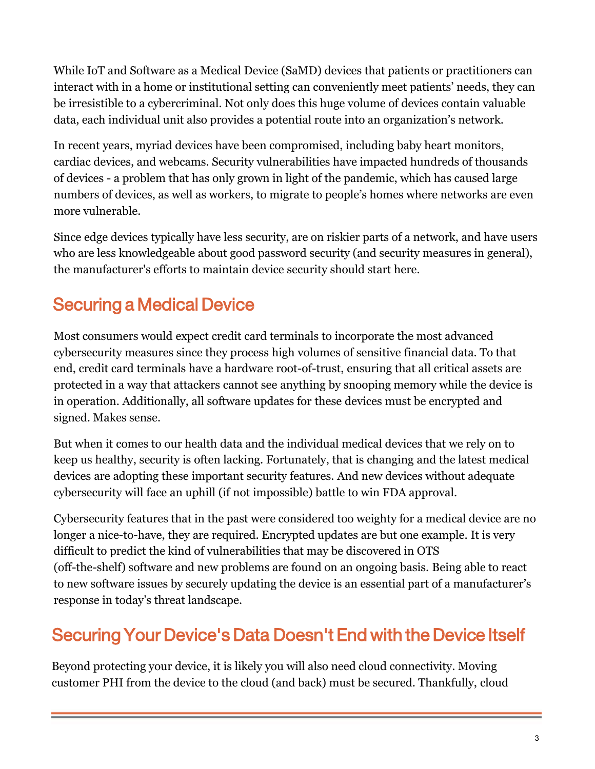While IoT and Software as a Medical Device (SaMD) devices that patients or practitioners can interact with in a home or institutional setting can conveniently meet patients' needs, they can be irresistible to a cybercriminal. Not only does this huge volume of devices contain valuable data, each individual unit also provides a potential route into an organization's network.

In recent years, myriad devices have been compromised, including baby heart monitors, cardiac devices, and webcams. Security vulnerabilities have impacted hundreds of thousands of devices - a problem that has only grown in light of the pandemic, which has caused large numbers of devices, as well as workers, to migrate to people's homes where networks are even more vulnerable.

Since edge devices typically have less security, are on riskier parts of a network, and have users who are less knowledgeable about good password security (and security measures in general), the manufacturer's efforts to maintain device security should start here.

## Securing a Medical Device

Most consumers would expect credit card terminals to incorporate the most advanced cybersecurity measures since they process high volumes of sensitive financial data. To that end, credit card terminals have a hardware root-of-trust, ensuring that all critical assets are protected in a way that attackers cannot see anything by snooping memory while the device is in operation. Additionally, all software updates for these devices must be encrypted and signed. Makes sense.

But when it comes to our health data and the individual medical devices that we rely on to keep us healthy, security is often lacking. Fortunately, that is changing and the latest medical devices are adopting these important security features. And new devices without adequate cybersecurity will face an uphill (if not impossible) battle to win FDA approval.

Cybersecurity features that in the past were considered too weighty for a medical device are no longer a nice-to-have, they are required. Encrypted updates are but one example. It is very difficult to predict the kind of vulnerabilities that may be discovered in OTS (off-the-shelf) software and new problems are found on an ongoing basis. Being able to react to new software issues by securely updating the device is an essential part of a manufacturer's response in today's threat landscape.

## Securing Your Device's Data Doesn't End with the Device Itself

Beyond protecting your device, it is likely you will also need cloud connectivity. Moving customer PHI from the device to the cloud (and back) must be secured. Thankfully, cloud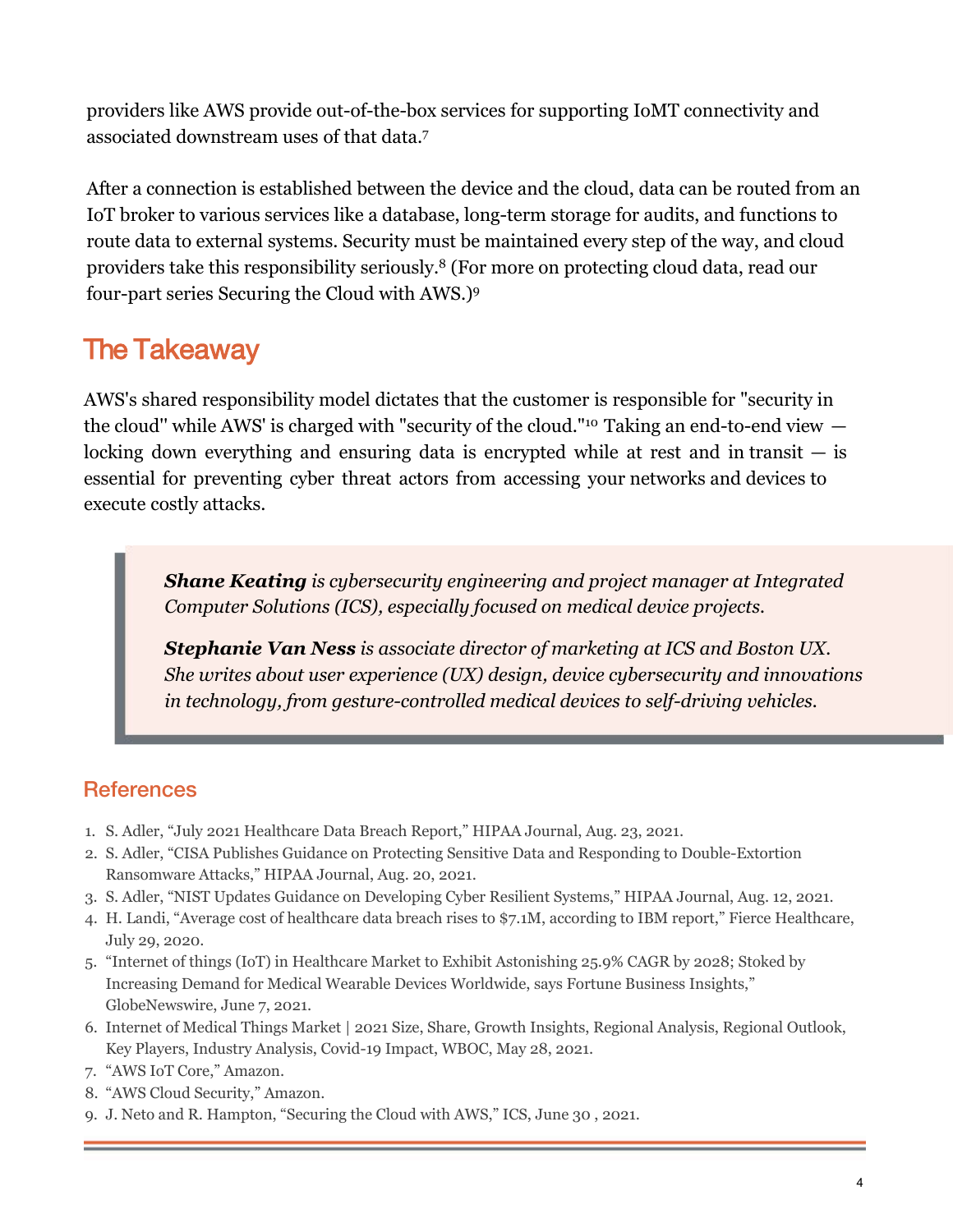providers like AWS provide out-of-the-box services for supporting IoMT connectivity and associated downstream uses of that data.[7]

After a connection is established between the device and the cloud, data can be routed from an IoT broker to various services like a database, long-term storage for audits, and functions to route data to external systems. Security must be maintained every step of the way, and cloud providers take this responsibility seriously.[8] (For more on protecting cloud data, read our four-part series Securing the Cloud with AWS.)[9]

## The Takeaway

AWS's shared responsibility model dictates that the customer is responsible for "security in the cloud" while AWS' is charged with "security of the cloud."[10] Taking an end-to-end view — locking down everything and ensuring data is encrypted while at rest and in transit — is essential for preventing cyber threat actors from accessing your networks and devices to execute costly attacks.

> ***Shane Keating*** *is cybersecurity engineering and project manager at Integrated Computer Solutions (ICS), especially focused on medical device projects.*
>
> ***Stephanie Van Ness*** *is associate director of marketing at ICS and Boston UX. She writes about user experience (UX) design, device cybersecurity and innovations in technology, from gesture-controlled medical devices to self-driving vehicles.*

## References

1. S. Adler, "July 2021 Healthcare Data Breach Report," HIPAA Journal, Aug. 23, 2021.
2. S. Adler, "CISA Publishes Guidance on Protecting Sensitive Data and Responding to Double-Extortion Ransomware Attacks," HIPAA Journal, Aug. 20, 2021.
3. S. Adler, "NIST Updates Guidance on Developing Cyber Resilient Systems," HIPAA Journal, Aug. 12, 2021.
4. H. Landi, "Average cost of healthcare data breach rises to $7.1M, according to IBM report," Fierce Healthcare, July 29, 2020.
5. "Internet of things (IoT) in Healthcare Market to Exhibit Astonishing 25.9% CAGR by 2028; Stoked by Increasing Demand for Medical Wearable Devices Worldwide, says Fortune Business Insights," GlobeNewswire, June 7, 2021.
6. Internet of Medical Things Market | 2021 Size, Share, Growth Insights, Regional Analysis, Regional Outlook, Key Players, Industry Analysis, Covid-19 Impact, WBOC, May 28, 2021.
7. "AWS IoT Core," Amazon.
8. "AWS Cloud Security," Amazon.
9. J. Neto and R. Hampton, "Securing the Cloud with AWS," ICS, June 30 , 2021.